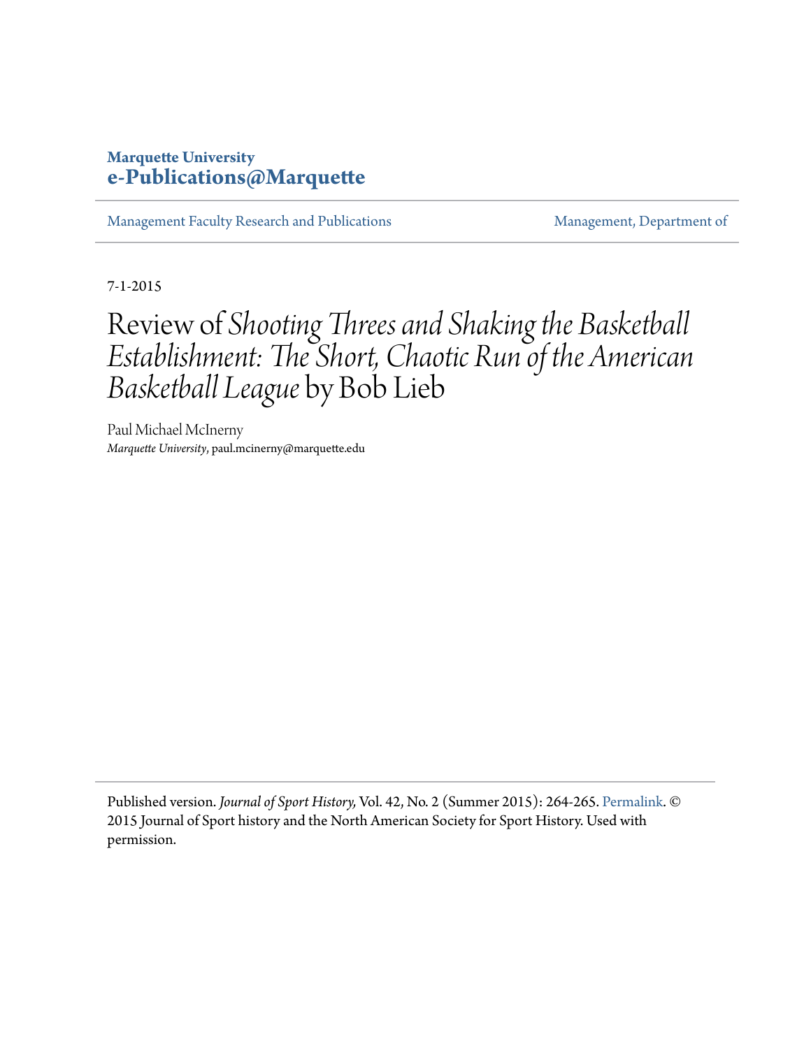Marquette University
**e-Publications@Marquette**

Management Faculty Research and Publications | Management, Department of

7-1-2015

# Review of *Shooting Threes and Shaking the Basketball Establishment: The Short, Chaotic Run of the American Basketball League* by Bob Lieb

Paul Michael McInerny
*Marquette University*, paul.mcinerny@marquette.edu

Published version. *Journal of Sport History,* Vol. 42, No. 2 (Summer 2015): 264-265. Permalink. © 2015 Journal of Sport history and the North American Society for Sport History. Used with permission.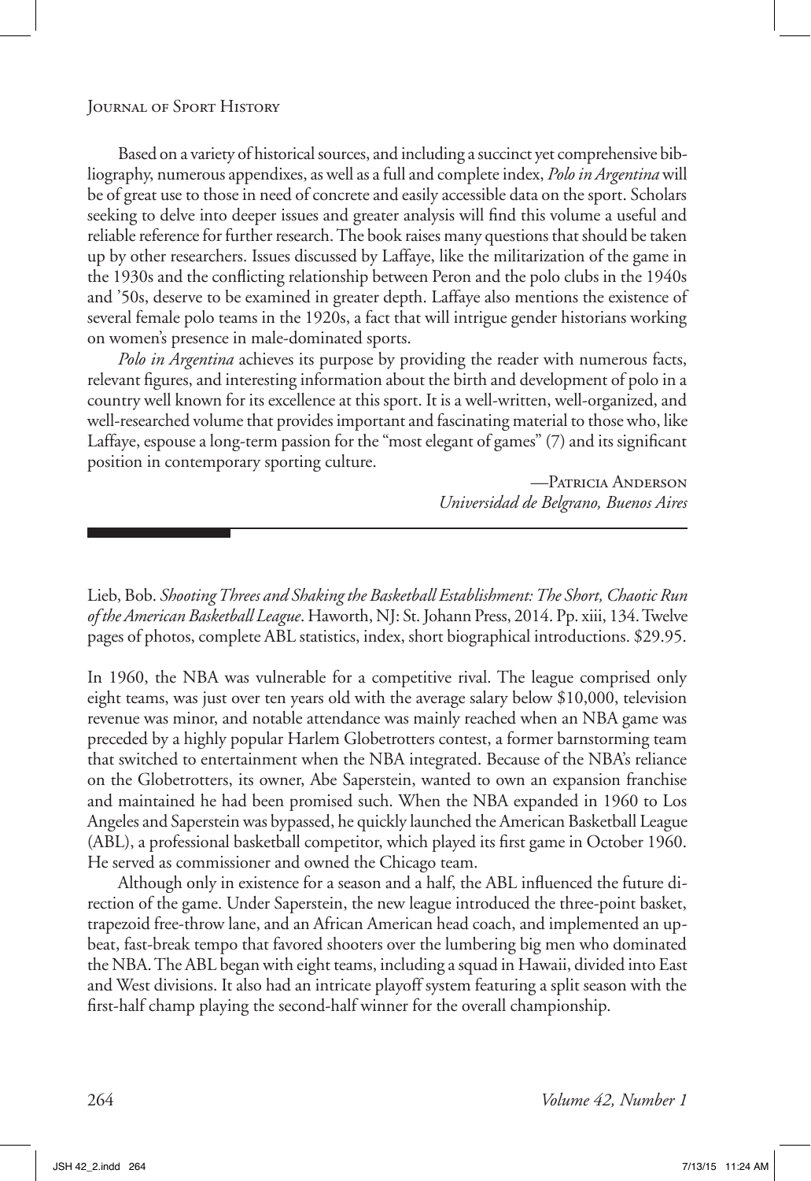Based on a variety of historical sources, and including a succinct yet comprehensive bibliography, numerous appendixes, as well as a full and complete index, *Polo in Argentina* will be of great use to those in need of concrete and easily accessible data on the sport. Scholars seeking to delve into deeper issues and greater analysis will find this volume a useful and reliable reference for further research. The book raises many questions that should be taken up by other researchers. Issues discussed by Laffaye, like the militarization of the game in the 1930s and the conflicting relationship between Peron and the polo clubs in the 1940s and '50s, deserve to be examined in greater depth. Laffaye also mentions the existence of several female polo teams in the 1920s, a fact that will intrigue gender historians working on women's presence in male-dominated sports.

*Polo in Argentina* achieves its purpose by providing the reader with numerous facts, relevant figures, and interesting information about the birth and development of polo in a country well known for its excellence at this sport. It is a well-written, well-organized, and well-researched volume that provides important and fascinating material to those who, like Laffaye, espouse a long-term passion for the "most elegant of games" (7) and its significant position in contemporary sporting culture.

—Patricia Anderson
*Universidad de Belgrano, Buenos Aires*

---

Lieb, Bob. *Shooting Threes and Shaking the Basketball Establishment: The Short, Chaotic Run of the American Basketball League*. Haworth, NJ: St. Johann Press, 2014. Pp. xiii, 134. Twelve pages of photos, complete ABL statistics, index, short biographical introductions. $29.95.

In 1960, the NBA was vulnerable for a competitive rival. The league comprised only eight teams, was just over ten years old with the average salary below $10,000, television revenue was minor, and notable attendance was mainly reached when an NBA game was preceded by a highly popular Harlem Globetrotters contest, a former barnstorming team that switched to entertainment when the NBA integrated. Because of the NBA's reliance on the Globetrotters, its owner, Abe Saperstein, wanted to own an expansion franchise and maintained he had been promised such. When the NBA expanded in 1960 to Los Angeles and Saperstein was bypassed, he quickly launched the American Basketball League (ABL), a professional basketball competitor, which played its first game in October 1960. He served as commissioner and owned the Chicago team.

Although only in existence for a season and a half, the ABL influenced the future direction of the game. Under Saperstein, the new league introduced the three-point basket, trapezoid free-throw lane, and an African American head coach, and implemented an upbeat, fast-break tempo that favored shooters over the lumbering big men who dominated the NBA. The ABL began with eight teams, including a squad in Hawaii, divided into East and West divisions. It also had an intricate playoff system featuring a split season with the first-half champ playing the second-half winner for the overall championship.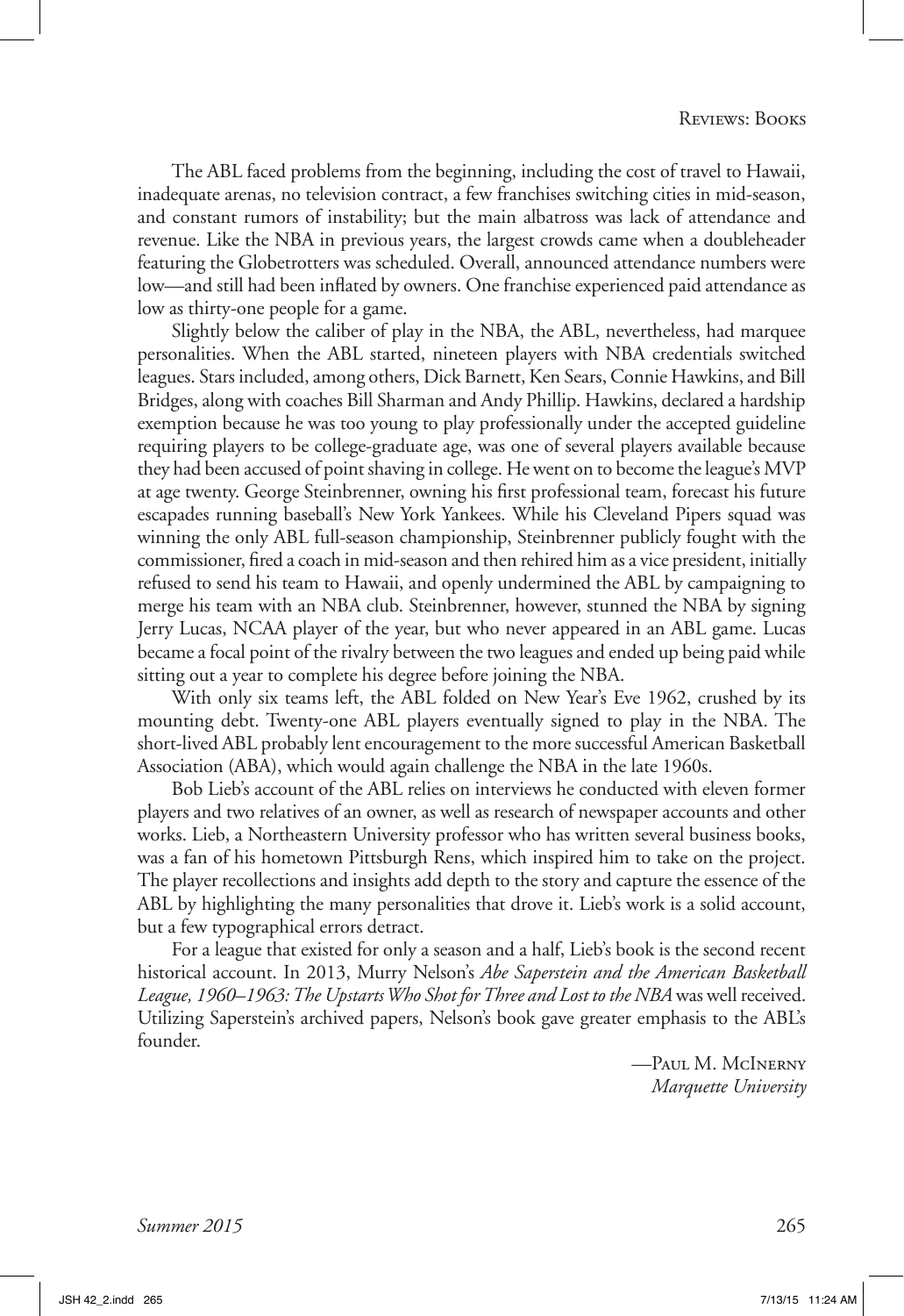The ABL faced problems from the beginning, including the cost of travel to Hawaii, inadequate arenas, no television contract, a few franchises switching cities in mid-season, and constant rumors of instability; but the main albatross was lack of attendance and revenue. Like the NBA in previous years, the largest crowds came when a doubleheader featuring the Globetrotters was scheduled. Overall, announced attendance numbers were low—and still had been inflated by owners. One franchise experienced paid attendance as low as thirty-one people for a game.

Slightly below the caliber of play in the NBA, the ABL, nevertheless, had marquee personalities. When the ABL started, nineteen players with NBA credentials switched leagues. Stars included, among others, Dick Barnett, Ken Sears, Connie Hawkins, and Bill Bridges, along with coaches Bill Sharman and Andy Phillip. Hawkins, declared a hardship exemption because he was too young to play professionally under the accepted guideline requiring players to be college-graduate age, was one of several players available because they had been accused of point shaving in college. He went on to become the league's MVP at age twenty. George Steinbrenner, owning his first professional team, forecast his future escapades running baseball's New York Yankees. While his Cleveland Pipers squad was winning the only ABL full-season championship, Steinbrenner publicly fought with the commissioner, fired a coach in mid-season and then rehired him as a vice president, initially refused to send his team to Hawaii, and openly undermined the ABL by campaigning to merge his team with an NBA club. Steinbrenner, however, stunned the NBA by signing Jerry Lucas, NCAA player of the year, but who never appeared in an ABL game. Lucas became a focal point of the rivalry between the two leagues and ended up being paid while sitting out a year to complete his degree before joining the NBA.

With only six teams left, the ABL folded on New Year's Eve 1962, crushed by its mounting debt. Twenty-one ABL players eventually signed to play in the NBA. The short-lived ABL probably lent encouragement to the more successful American Basketball Association (ABA), which would again challenge the NBA in the late 1960s.

Bob Lieb's account of the ABL relies on interviews he conducted with eleven former players and two relatives of an owner, as well as research of newspaper accounts and other works. Lieb, a Northeastern University professor who has written several business books, was a fan of his hometown Pittsburgh Rens, which inspired him to take on the project. The player recollections and insights add depth to the story and capture the essence of the ABL by highlighting the many personalities that drove it. Lieb's work is a solid account, but a few typographical errors detract.

For a league that existed for only a season and a half, Lieb's book is the second recent historical account. In 2013, Murry Nelson's *Abe Saperstein and the American Basketball League, 1960–1963: The Upstarts Who Shot for Three and Lost to the NBA* was well received. Utilizing Saperstein's archived papers, Nelson's book gave greater emphasis to the ABL's founder.

—Paul M. McInerny
*Marquette University*